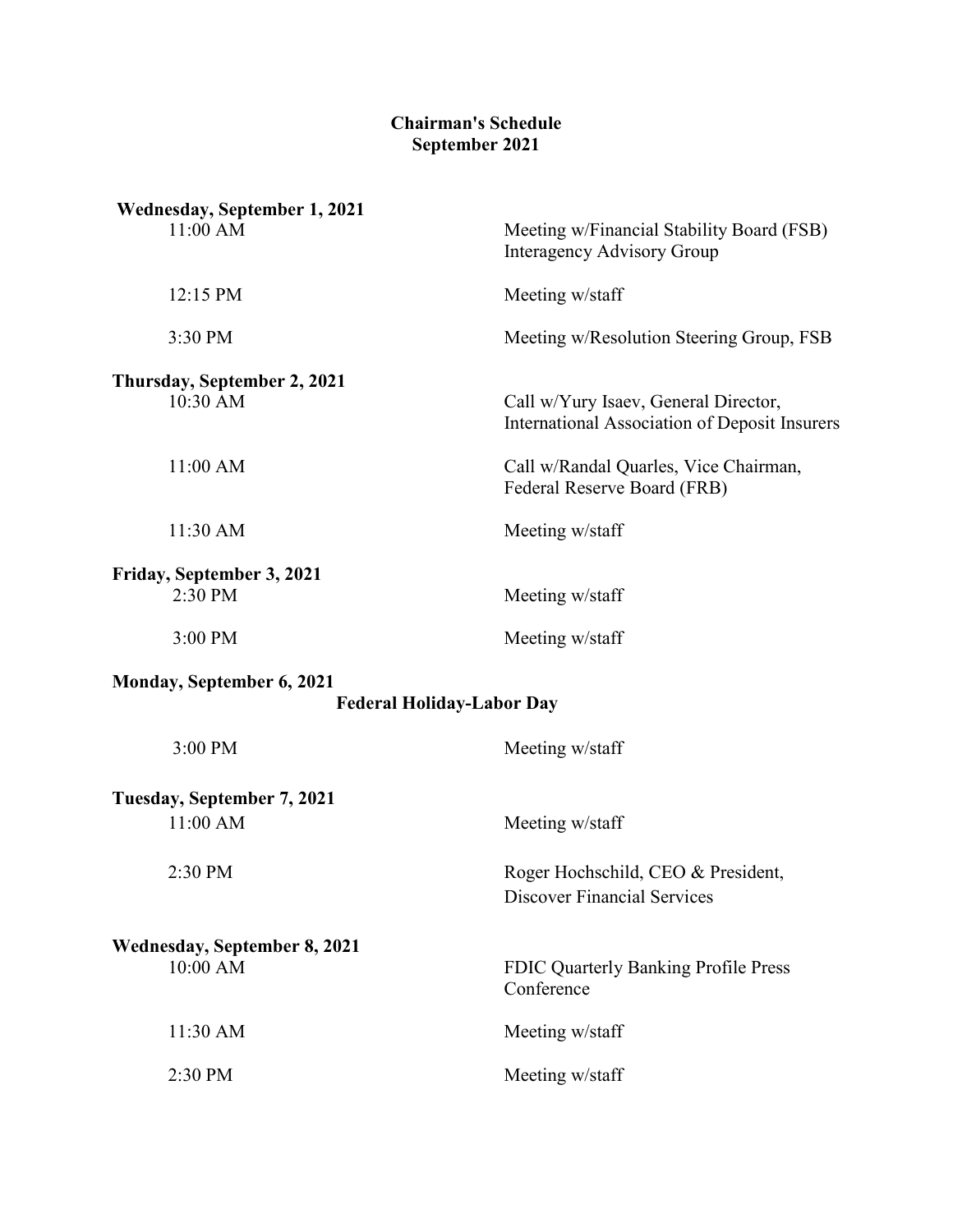**Chairman's Schedule**
**September 2021**

**Wednesday, September 1, 2021**

| | |
|---|---|
| 11:00 AM | Meeting w/Financial Stability Board (FSB) Interagency Advisory Group |
| 12:15 PM | Meeting w/staff |
| 3:30 PM | Meeting w/Resolution Steering Group, FSB |

**Thursday, September 2, 2021**

| | |
|---|---|
| 10:30 AM | Call w/Yury Isaev, General Director, International Association of Deposit Insurers |
| 11:00 AM | Call w/Randal Quarles, Vice Chairman, Federal Reserve Board (FRB) |
| 11:30 AM | Meeting w/staff |

**Friday, September 3, 2021**

| | |
|---|---|
| 2:30 PM | Meeting w/staff |
| 3:00 PM | Meeting w/staff |

**Monday, September 6, 2021**

**Federal Holiday-Labor Day**

| | |
|---|---|
| 3:00 PM | Meeting w/staff |

**Tuesday, September 7, 2021**

| | |
|---|---|
| 11:00 AM | Meeting w/staff |
| 2:30 PM | Roger Hochschild, CEO & President, Discover Financial Services |

**Wednesday, September 8, 2021**

| | |
|---|---|
| 10:00 AM | FDIC Quarterly Banking Profile Press Conference |
| 11:30 AM | Meeting w/staff |
| 2:30 PM | Meeting w/staff |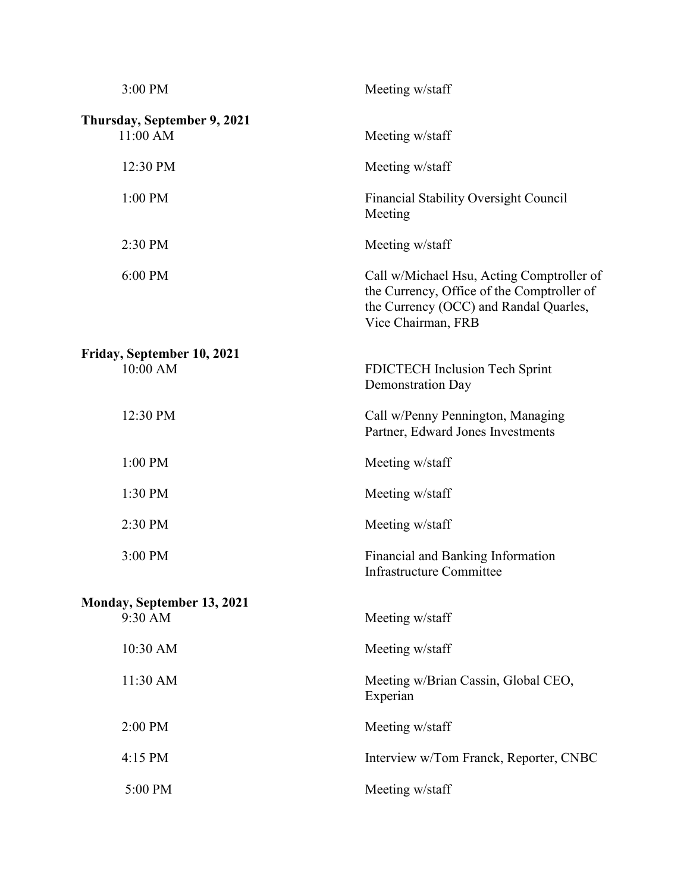| | |
|---|---|
| 3:00 PM | Meeting w/staff |
| **Thursday, September 9, 2021** | |
| 11:00 AM | Meeting w/staff |
| 12:30 PM | Meeting w/staff |
| 1:00 PM | Financial Stability Oversight Council Meeting |
| 2:30 PM | Meeting w/staff |
| 6:00 PM | Call w/Michael Hsu, Acting Comptroller of the Currency, Office of the Comptroller of the Currency (OCC) and Randal Quarles, Vice Chairman, FRB |
| **Friday, September 10, 2021** | |
| 10:00 AM | FDICTECH Inclusion Tech Sprint Demonstration Day |
| 12:30 PM | Call w/Penny Pennington, Managing Partner, Edward Jones Investments |
| 1:00 PM | Meeting w/staff |
| 1:30 PM | Meeting w/staff |
| 2:30 PM | Meeting w/staff |
| 3:00 PM | Financial and Banking Information Infrastructure Committee |
| **Monday, September 13, 2021** | |
| 9:30 AM | Meeting w/staff |
| 10:30 AM | Meeting w/staff |
| 11:30 AM | Meeting w/Brian Cassin, Global CEO, Experian |
| 2:00 PM | Meeting w/staff |
| 4:15 PM | Interview w/Tom Franck, Reporter, CNBC |
| 5:00 PM | Meeting w/staff |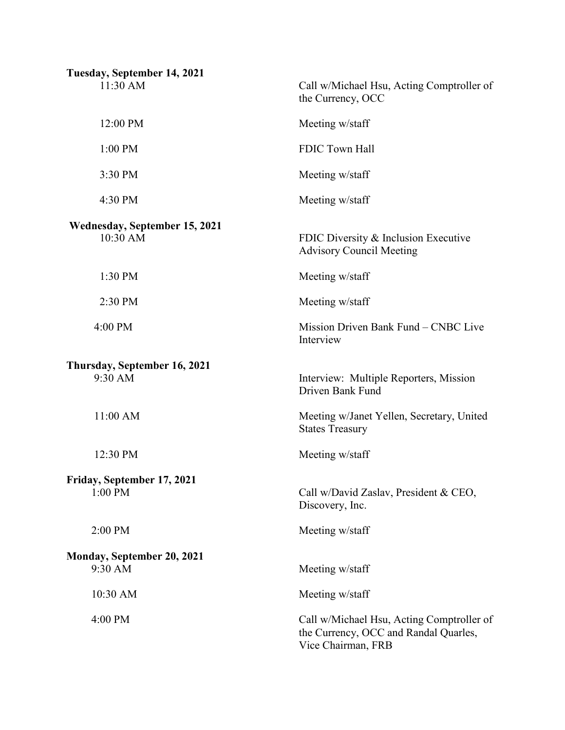**Tuesday, September 14, 2021**

| | |
|---|---|
| 11:30 AM | Call w/Michael Hsu, Acting Comptroller of the Currency, OCC |
| 12:00 PM | Meeting w/staff |
| 1:00 PM | FDIC Town Hall |
| 3:30 PM | Meeting w/staff |
| 4:30 PM | Meeting w/staff |

**Wednesday, September 15, 2021**

| | |
|---|---|
| 10:30 AM | FDIC Diversity & Inclusion Executive Advisory Council Meeting |
| 1:30 PM | Meeting w/staff |
| 2:30 PM | Meeting w/staff |
| 4:00 PM | Mission Driven Bank Fund – CNBC Live Interview |

**Thursday, September 16, 2021**

| | |
|---|---|
| 9:30 AM | Interview: Multiple Reporters, Mission Driven Bank Fund |
| 11:00 AM | Meeting w/Janet Yellen, Secretary, United States Treasury |
| 12:30 PM | Meeting w/staff |

**Friday, September 17, 2021**

| | |
|---|---|
| 1:00 PM | Call w/David Zaslav, President & CEO, Discovery, Inc. |
| 2:00 PM | Meeting w/staff |

**Monday, September 20, 2021**

| | |
|---|---|
| 9:30 AM | Meeting w/staff |
| 10:30 AM | Meeting w/staff |
| 4:00 PM | Call w/Michael Hsu, Acting Comptroller of the Currency, OCC and Randal Quarles, Vice Chairman, FRB |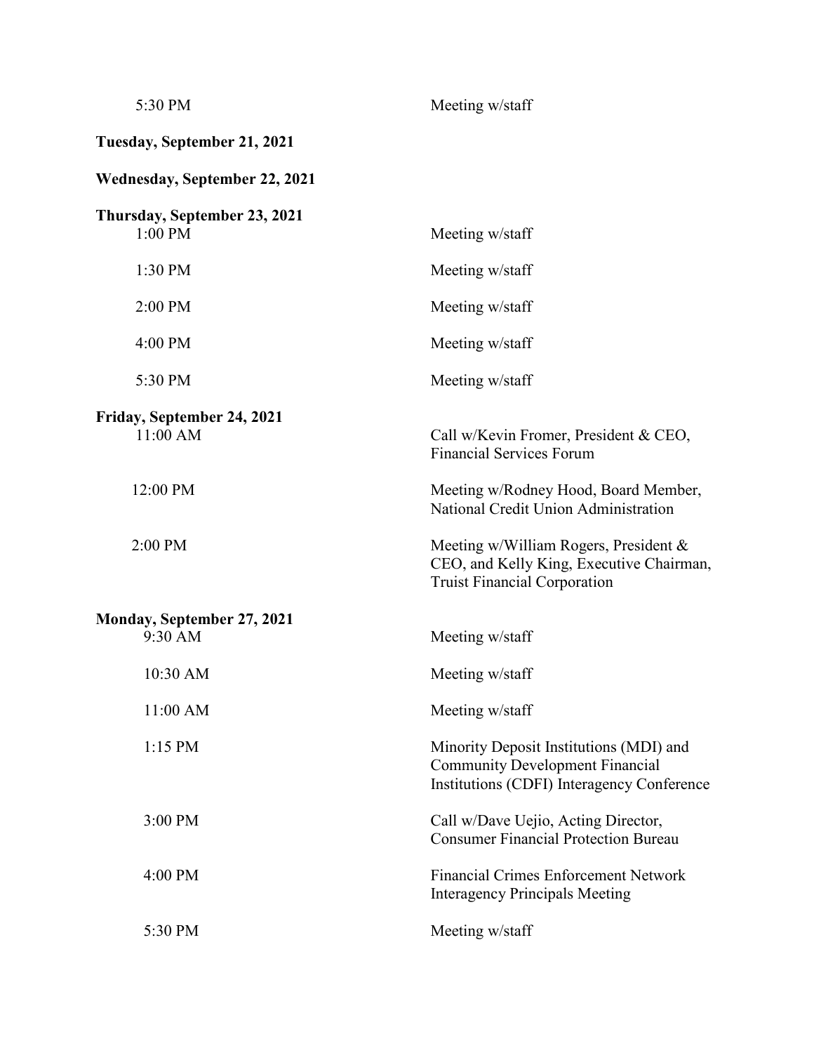| | |
|---|---|
| 5:30 PM | Meeting w/staff |

**Tuesday, September 21, 2021**

**Wednesday, September 22, 2021**

**Thursday, September 23, 2021**

| | |
|---|---|
| 1:00 PM | Meeting w/staff |
| 1:30 PM | Meeting w/staff |
| 2:00 PM | Meeting w/staff |
| 4:00 PM | Meeting w/staff |
| 5:30 PM | Meeting w/staff |

**Friday, September 24, 2021**

| | |
|---|---|
| 11:00 AM | Call w/Kevin Fromer, President & CEO, Financial Services Forum |
| 12:00 PM | Meeting w/Rodney Hood, Board Member, National Credit Union Administration |
| 2:00 PM | Meeting w/William Rogers, President & CEO, and Kelly King, Executive Chairman, Truist Financial Corporation |

**Monday, September 27, 2021**

| | |
|---|---|
| 9:30 AM | Meeting w/staff |
| 10:30 AM | Meeting w/staff |
| 11:00 AM | Meeting w/staff |
| 1:15 PM | Minority Deposit Institutions (MDI) and Community Development Financial Institutions (CDFI) Interagency Conference |
| 3:00 PM | Call w/Dave Uejio, Acting Director, Consumer Financial Protection Bureau |
| 4:00 PM | Financial Crimes Enforcement Network Interagency Principals Meeting |
| 5:30 PM | Meeting w/staff |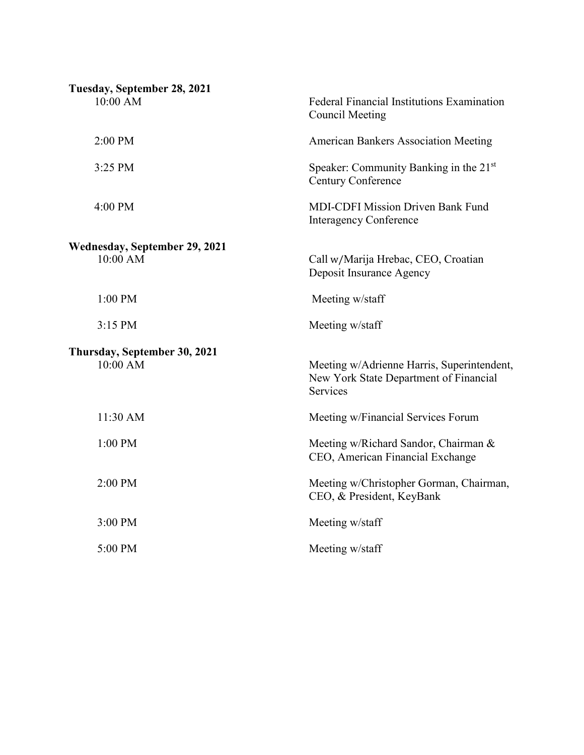**Tuesday, September 28, 2021**

| | |
|---|---|
| 10:00 AM | Federal Financial Institutions Examination Council Meeting |
| 2:00 PM | American Bankers Association Meeting |
| 3:25 PM | Speaker: Community Banking in the 21st Century Conference |
| 4:00 PM | MDI-CDFI Mission Driven Bank Fund Interagency Conference |

**Wednesday, September 29, 2021**

| | |
|---|---|
| 10:00 AM | Call w/Marija Hrebac, CEO, Croatian Deposit Insurance Agency |
| 1:00 PM | Meeting w/staff |
| 3:15 PM | Meeting w/staff |

**Thursday, September 30, 2021**

| | |
|---|---|
| 10:00 AM | Meeting w/Adrienne Harris, Superintendent, New York State Department of Financial Services |
| 11:30 AM | Meeting w/Financial Services Forum |
| 1:00 PM | Meeting w/Richard Sandor, Chairman & CEO, American Financial Exchange |
| 2:00 PM | Meeting w/Christopher Gorman, Chairman, CEO, & President, KeyBank |
| 3:00 PM | Meeting w/staff |
| 5:00 PM | Meeting w/staff |